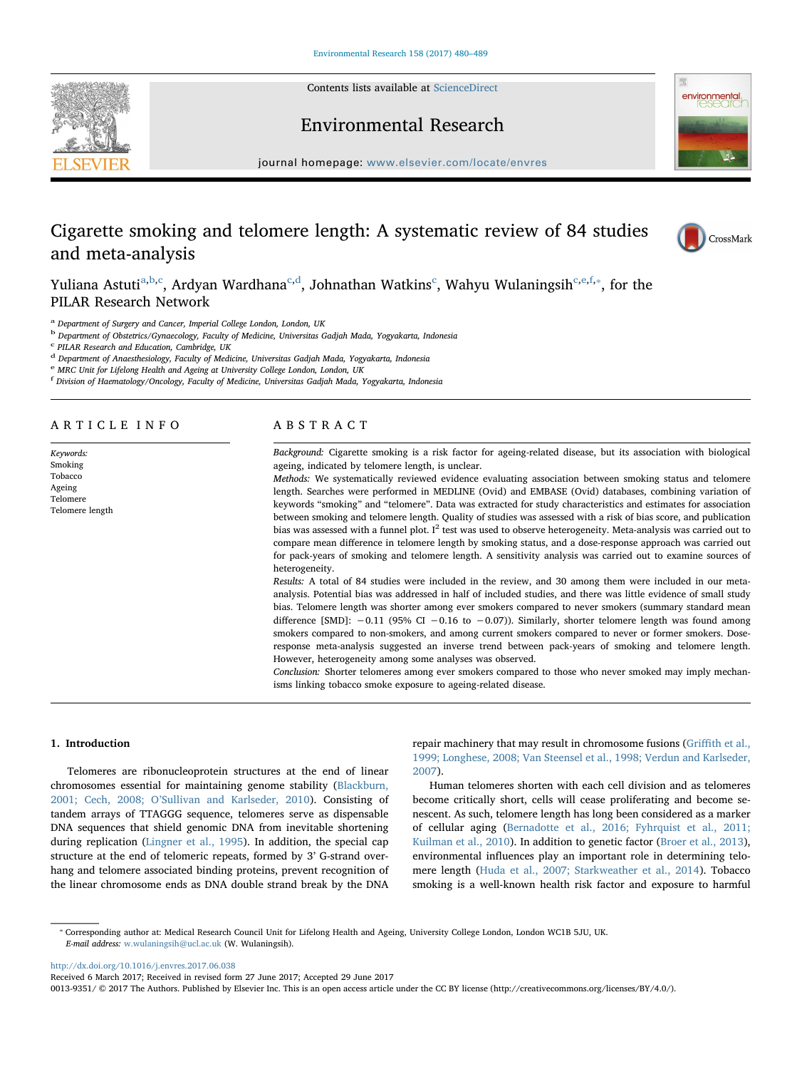# Cigarette smoking and telomere length: A systematic review of 84 studies and meta-analysis

Yuliana Astuti[a,b,c], Ardyan Wardhana[c,d], Johnathan Watkins[c], Wahyu Wulaningsih[c,e,f,*], for the PILAR Research Network

[a] Department of Surgery and Cancer, Imperial College London, London, UK
[b] Department of Obstetrics/Gynaecology, Faculty of Medicine, Universitas Gadjah Mada, Yogyakarta, Indonesia
[c] PILAR Research and Education, Cambridge, UK
[d] Department of Anaesthesiology, Faculty of Medicine, Universitas Gadjah Mada, Yogyakarta, Indonesia
[e] MRC Unit for Lifelong Health and Ageing at University College London, London, UK
[f] Division of Haematology/Oncology, Faculty of Medicine, Universitas Gadjah Mada, Yogyakarta, Indonesia

## ARTICLE INFO

*Keywords:*
Smoking
Tobacco
Ageing
Telomere
Telomere length

## ABSTRACT

*Background:* Cigarette smoking is a risk factor for ageing-related disease, but its association with biological ageing, indicated by telomere length, is unclear.

*Methods:* We systematically reviewed evidence evaluating association between smoking status and telomere length. Searches were performed in MEDLINE (Ovid) and EMBASE (Ovid) databases, combining variation of keywords "smoking" and "telomere". Data was extracted for study characteristics and estimates for association between smoking and telomere length. Quality of studies was assessed with a risk of bias score, and publication bias was assessed with a funnel plot. $I^2$ test was used to observe heterogeneity. Meta-analysis was carried out to compare mean difference in telomere length by smoking status, and a dose-response approach was carried out for pack-years of smoking and telomere length. A sensitivity analysis was carried out to examine sources of heterogeneity.

*Results:* A total of 84 studies were included in the review, and 30 among them were included in our meta-analysis. Potential bias was addressed in half of included studies, and there was little evidence of small study bias. Telomere length was shorter among ever smokers compared to never smokers (summary standard mean difference [SMD]: −0.11 (95% CI −0.16 to −0.07)). Similarly, shorter telomere length was found among smokers compared to non-smokers, and among current smokers compared to never or former smokers. Dose-response meta-analysis suggested an inverse trend between pack-years of smoking and telomere length. However, heterogeneity among some analyses was observed.

*Conclusion:* Shorter telomeres among ever smokers compared to those who never smoked may imply mechanisms linking tobacco smoke exposure to ageing-related disease.

## 1. Introduction

Telomeres are ribonucleoprotein structures at the end of linear chromosomes essential for maintaining genome stability (Blackburn, 2001; Cech, 2008; O'Sullivan and Karlseder, 2010). Consisting of tandem arrays of TTAGGG sequence, telomeres serve as dispensable DNA sequences that shield genomic DNA from inevitable shortening during replication (Lingner et al., 1995). In addition, the special cap structure at the end of telomeric repeats, formed by 3' G-strand overhang and telomere associated binding proteins, prevent recognition of the linear chromosome ends as DNA double strand break by the DNA repair machinery that may result in chromosome fusions (Griffith et al., 1999; Longhese, 2008; Van Steensel et al., 1998; Verdun and Karlseder, 2007).

Human telomeres shorten with each cell division and as telomeres become critically short, cells will cease proliferating and become senescent. As such, telomere length has long been considered as a marker of cellular aging (Bernadotte et al., 2016; Fyhrquist et al., 2011; Kuilman et al., 2010). In addition to genetic factor (Broer et al., 2013), environmental influences play an important role in determining telomere length (Huda et al., 2007; Starkweather et al., 2014). Tobacco smoking is a well-known health risk factor and exposure to harmful

---

* Corresponding author at: Medical Research Council Unit for Lifelong Health and Ageing, University College London, London WC1B 5JU, UK.
*E-mail address:* w.wulaningsih@ucl.ac.uk (W. Wulaningsih).

http://dx.doi.org/10.1016/j.envres.2017.06.038
Received 6 March 2017; Received in revised form 27 June 2017; Accepted 29 June 2017
0013-9351/ © 2017 The Authors. Published by Elsevier Inc. This is an open access article under the CC BY license (http://creativecommons.org/licenses/BY/4.0/).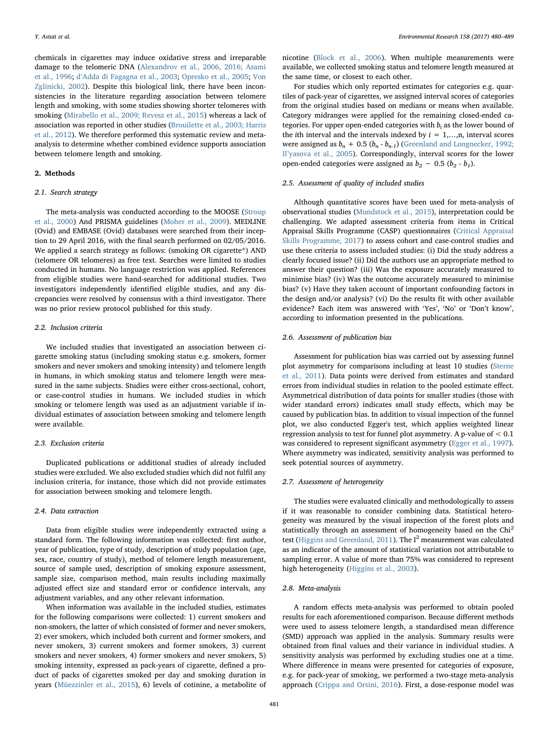chemicals in cigarettes may induce oxidative stress and irreparable damage to the telomeric DNA (Alexandrov et al., 2006, 2016; Asami et al., 1996; d'Adda di Fagagna et al., 2003; Opresko et al., 2005; Von Zglinicki, 2002). Despite this biological link, there have been inconsistencies in the literature regarding association between telomere length and smoking, with some studies showing shorter telomeres with smoking (Mirabello et al., 2009; Revesz et al., 2015) whereas a lack of association was reported in other studies (Brouilette et al., 2003; Harris et al., 2012). We therefore performed this systematic review and meta-analysis to determine whether combined evidence supports association between telomere length and smoking.

## 2. Methods

### 2.1. Search strategy

The meta-analysis was conducted according to the MOOSE (Stroup et al., 2000) And PRISMA guidelines (Moher et al., 2009). MEDLINE (Ovid) and EMBASE (Ovid) databases were searched from their inception to 29 April 2016, with the final search performed on 02/05/2016. We applied a search strategy as follows: (smoking OR cigarette*) AND (telomere OR telomeres) as free text. Searches were limited to studies conducted in humans. No language restriction was applied. References from eligible studies were hand-searched for additional studies. Two investigators independently identified eligible studies, and any discrepancies were resolved by consensus with a third investigator. There was no prior review protocol published for this study.

### 2.2. Inclusion criteria

We included studies that investigated an association between cigarette smoking status (including smoking status e.g. smokers, former smokers and never smokers and smoking intensity) and telomere length in humans, in which smoking status and telomere length were measured in the same subjects. Studies were either cross-sectional, cohort, or case-control studies in humans. We included studies in which smoking or telomere length was used as an adjustment variable if individual estimates of association between smoking and telomere length were available.

### 2.3. Exclusion criteria

Duplicated publications or additional studies of already included studies were excluded. We also excluded studies which did not fulfil any inclusion criteria, for instance, those which did not provide estimates for association between smoking and telomere length.

### 2.4. Data extraction

Data from eligible studies were independently extracted using a standard form. The following information was collected: first author, year of publication, type of study, description of study population (age, sex, race, country of study), method of telomere length measurement, source of sample used, description of smoking exposure assessment, sample size, comparison method, main results including maximally adjusted effect size and standard error or confidence intervals, any adjustment variables, and any other relevant information.

When information was available in the included studies, estimates for the following comparisons were collected: 1) current smokers and non-smokers, the latter of which consisted of former and never smokers, 2) ever smokers, which included both current and former smokers, and never smokers, 3) current smokers and former smokers, 3) current smokers and never smokers, 4) former smokers and never smokers, 5) smoking intensity, expressed as pack-years of cigarette, defined a product of packs of cigarettes smoked per day and smoking duration in years (Müezzinler et al., 2015), 6) levels of cotinine, a metabolite of nicotine (Block et al., 2006). When multiple measurements were available, we collected smoking status and telomere length measured at the same time, or closest to each other.

For studies which only reported estimates for categories e.g. quartiles of pack-year of cigarettes, we assigned interval scores of categories from the original studies based on medians or means when available. Category midranges were applied for the remaining closed-ended categories. For upper open-ended categories with $b_i$ as the lower bound of the $i$th interval and the intervals indexed by $i = 1,\ldots,n$, interval scores were assigned as $b_n + 0.5\,(b_n - b_{n-1})$ (Greenland and Longnecker, 1992; Il'yasova et al., 2005). Correspondingly, interval scores for the lower open-ended categories were assigned as $b_2 - 0.5\,(b_2 - b_1)$.

### 2.5. Assessment of quality of included studies

Although quantitative scores have been used for meta-analysis of observational studies (Mundstock et al., 2015), interpretation could be challenging. We adapted assessment criteria from items in Critical Appraisal Skills Programme (CASP) questionnaires (Critical Appraisal Skills Programme, 2017) to assess cohort and case-control studies and use these criteria to assess included studies: (i) Did the study address a clearly focused issue? (ii) Did the authors use an appropriate method to answer their question? (iii) Was the exposure accurately measured to minimise bias? (iv) Was the outcome accurately measured to minimise bias? (v) Have they taken account of important confounding factors in the design and/or analysis? (vi) Do the results fit with other available evidence? Each item was answered with 'Yes', 'No' or 'Don't know', according to information presented in the publications.

### 2.6. Assessment of publication bias

Assessment for publication bias was carried out by assessing funnel plot asymmetry for comparisons including at least 10 studies (Sterne et al., 2011). Data points were derived from estimates and standard errors from individual studies in relation to the pooled estimate effect. Asymmetrical distribution of data points for smaller studies (those with wider standard errors) indicates small study effects, which may be caused by publication bias. In addition to visual inspection of the funnel plot, we also conducted Egger's test, which applies weighted linear regression analysis to test for funnel plot asymmetry. A p-value of $< 0.1$ was considered to represent significant asymmetry (Egger et al., 1997). Where asymmetry was indicated, sensitivity analysis was performed to seek potential sources of asymmetry.

### 2.7. Assessment of heterogeneity

The studies were evaluated clinically and methodologically to assess if it was reasonable to consider combining data. Statistical heterogeneity was measured by the visual inspection of the forest plots and statistically through an assessment of homogeneity based on the $Chi^2$ test (Higgins and Greenland, 2011). The $I^2$ measurement was calculated as an indicator of the amount of statistical variation not attributable to sampling error. A value of more than 75% was considered to represent high heterogeneity (Higgins et al., 2003).

### 2.8. Meta-analysis

A random effects meta-analysis was performed to obtain pooled results for each aforementioned comparison. Because different methods were used to assess telomere length, a standardised mean difference (SMD) approach was applied in the analysis. Summary results were obtained from final values and their variance in individual studies. A sensitivity analysis was performed by excluding studies one at a time. Where difference in means were presented for categories of exposure, e.g. for pack-year of smoking, we performed a two-stage meta-analysis approach (Crippa and Orsini, 2016). First, a dose-response model was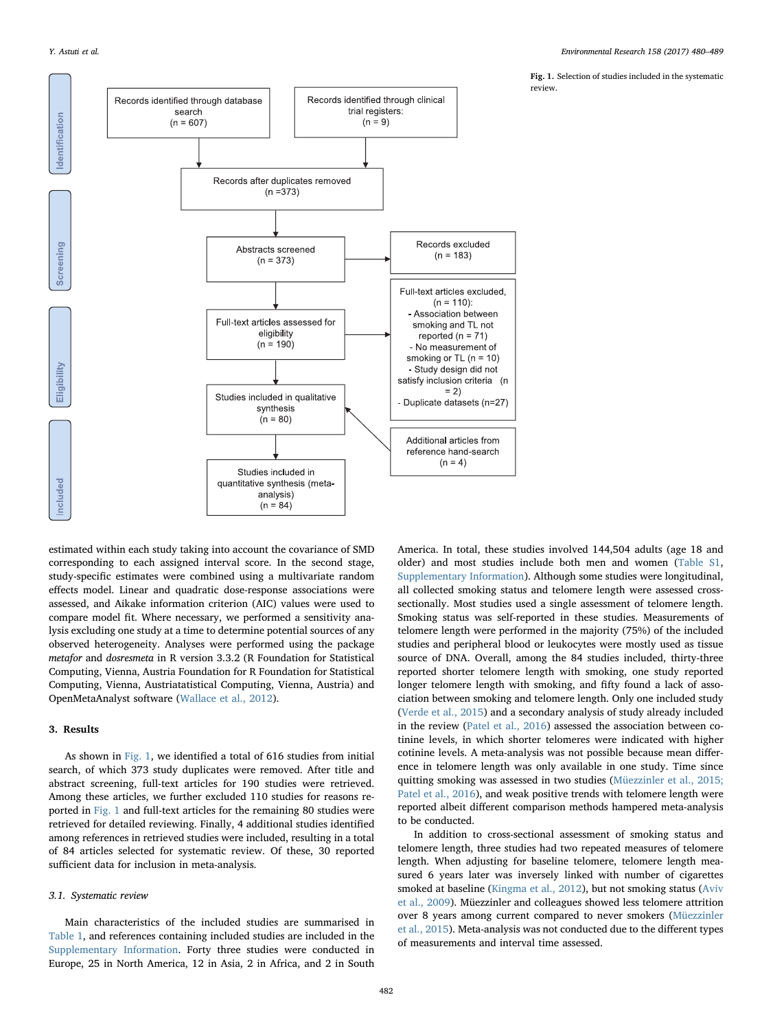Records identified through database search (n = 607)

Records identified through clinical trial registers: (n = 9)

Records after duplicates removed (n =373)

Abstracts screened (n = 373)

Records excluded (n = 183)

Full-text articles assessed for eligibility (n = 190)

Full-text articles excluded, (n = 110):
- Association between smoking and TL not reported (n = 71)
- No measurement of smoking or TL (n = 10)
- Study design did not satisfy inclusion criteria (n = 2)
- Duplicate datasets (n=27)

Studies included in qualitative synthesis (n = 80)

Additional articles from reference hand-search (n = 4)

Studies included in quantitative synthesis (meta-analysis) (n = 84)

Identification · Screening · Eligibility · Included

**Fig. 1.** Selection of studies included in the systematic review.

estimated within each study taking into account the covariance of SMD corresponding to each assigned interval score. In the second stage, study-specific estimates were combined using a multivariate random effects model. Linear and quadratic dose-response associations were assessed, and Aikake information criterion (AIC) values were used to compare model fit. Where necessary, we performed a sensitivity analysis excluding one study at a time to determine potential sources of any observed heterogeneity. Analyses were performed using the package *metafor* and *dosresmeta* in R version 3.3.2 (R Foundation for Statistical Computing, Vienna, Austria Foundation for R Foundation for Statistical Computing, Vienna, Austriatatistical Computing, Vienna, Austria) and OpenMetaAnalyst software (Wallace et al., 2012).

## 3. Results

As shown in Fig. 1, we identified a total of 616 studies from initial search, of which 373 study duplicates were removed. After title and abstract screening, full-text articles for 190 studies were retrieved. Among these articles, we further excluded 110 studies for reasons reported in Fig. 1 and full-text articles for the remaining 80 studies were retrieved for detailed reviewing. Finally, 4 additional studies identified among references in retrieved studies were included, resulting in a total of 84 articles selected for systematic review. Of these, 30 reported sufficient data for inclusion in meta-analysis.

### 3.1. Systematic review

Main characteristics of the included studies are summarised in Table 1, and references containing included studies are included in the Supplementary Information. Forty three studies were conducted in Europe, 25 in North America, 12 in Asia, 2 in Africa, and 2 in South America. In total, these studies involved 144,504 adults (age 18 and older) and most studies include both men and women (Table S1, Supplementary Information). Although some studies were longitudinal, all collected smoking status and telomere length were assessed cross-sectionally. Most studies used a single assessment of telomere length. Smoking status was self-reported in these studies. Measurements of telomere length were performed in the majority (75%) of the included studies and peripheral blood or leukocytes were mostly used as tissue source of DNA. Overall, among the 84 studies included, thirty-three reported shorter telomere length with smoking, one study reported longer telomere length with smoking, and fifty found a lack of association between smoking and telomere length. Only one included study (Verde et al., 2015) and a secondary analysis of study already included in the review (Patel et al., 2016) assessed the association between cotinine levels, in which shorter telomeres were indicated with higher cotinine levels. A meta-analysis was not possible because mean difference in telomere length was only available in one study. Time since quitting smoking was assessed in two studies (Müezzinler et al., 2015; Patel et al., 2016), and weak positive trends with telomere length were reported albeit different comparison methods hampered meta-analysis to be conducted.

In addition to cross-sectional assessment of smoking status and telomere length, three studies had two repeated measures of telomere length. When adjusting for baseline telomere, telomere length measured 6 years later was inversely linked with number of cigarettes smoked at baseline (Kingma et al., 2012), but not smoking status (Aviv et al., 2009). Müezzinler and colleagues showed less telomere attrition over 8 years among current compared to never smokers (Müezzinler et al., 2015). Meta-analysis was not conducted due to the different types of measurements and interval time assessed.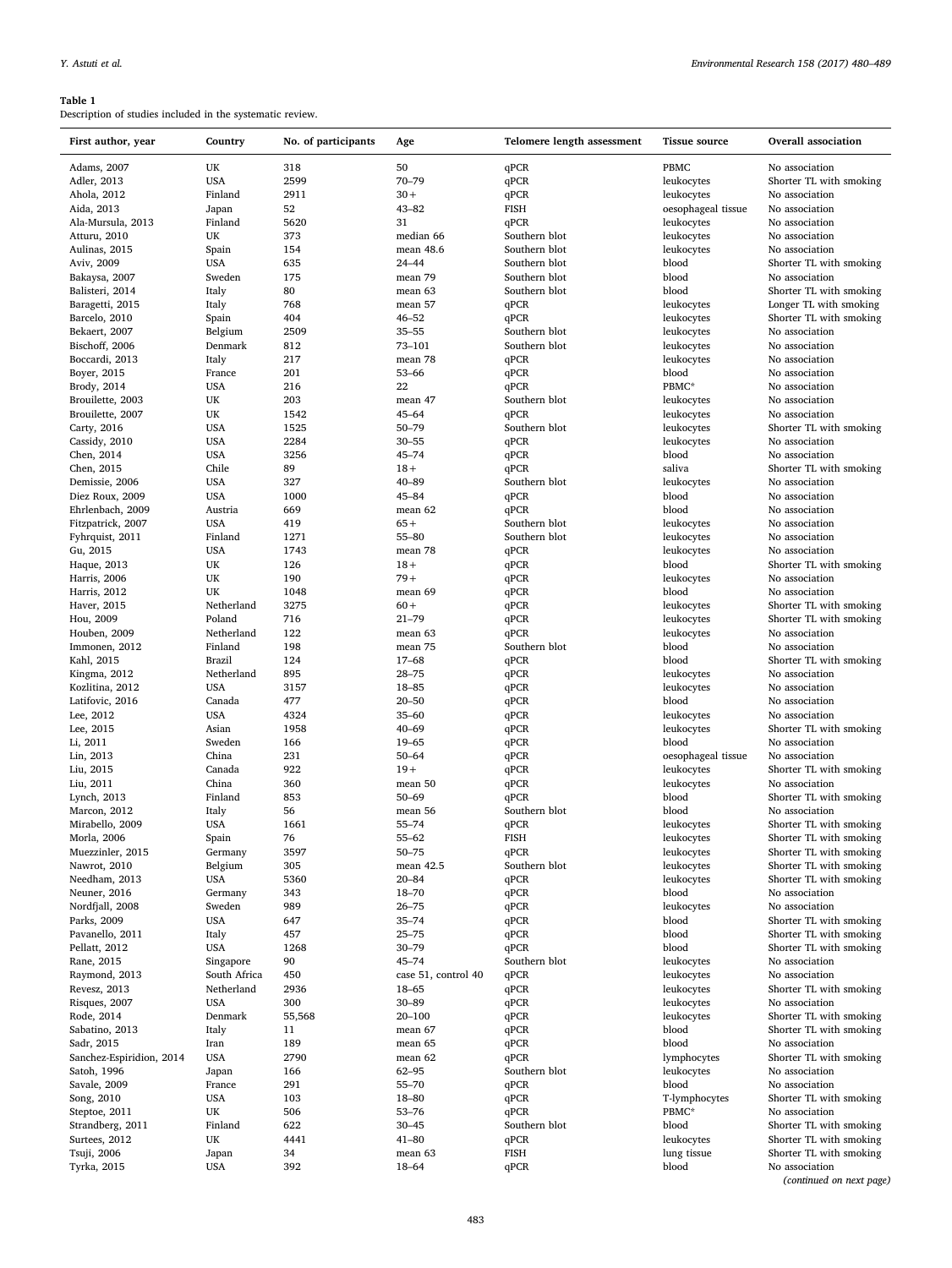**Table 1**
Description of studies included in the systematic review.

| First author, year | Country | No. of participants | Age | Telomere length assessment | Tissue source | Overall association |
|---|---|---|---|---|---|---|
| Adams, 2007 | UK | 318 | 50 | qPCR | PBMC | No association |
| Adler, 2013 | USA | 2599 | 70–79 | qPCR | leukocytes | Shorter TL with smoking |
| Ahola, 2012 | Finland | 2911 | 30+ | qPCR | leukocytes | No association |
| Aida, 2013 | Japan | 52 | 43–82 | FISH | oesophageal tissue | No association |
| Ala-Mursula, 2013 | Finland | 5620 | 31 | qPCR | leukocytes | No association |
| Atturu, 2010 | UK | 373 | median 66 | Southern blot | leukocytes | No association |
| Aulinas, 2015 | Spain | 154 | mean 48.6 | Southern blot | leukocytes | No association |
| Aviv, 2009 | USA | 635 | 24–44 | Southern blot | blood | Shorter TL with smoking |
| Bakaysa, 2007 | Sweden | 175 | mean 79 | Southern blot | blood | No association |
| Balisteri, 2014 | Italy | 80 | mean 63 | Southern blot | blood | Shorter TL with smoking |
| Baragetti, 2015 | Italy | 768 | mean 57 | qPCR | leukocytes | Longer TL with smoking |
| Barcelo, 2010 | Spain | 404 | 46–52 | qPCR | leukocytes | Shorter TL with smoking |
| Bekaert, 2007 | Belgium | 2509 | 35–55 | Southern blot | leukocytes | No association |
| Bischoff, 2006 | Denmark | 812 | 73–101 | Southern blot | leukocytes | No association |
| Boccardi, 2013 | Italy | 217 | mean 78 | qPCR | leukocytes | No association |
| Boyer, 2015 | France | 201 | 53–66 | qPCR | blood | No association |
| Brody, 2014 | USA | 216 | 22 | qPCR | PBMC* | No association |
| Brouilette, 2003 | UK | 203 | mean 47 | Southern blot | leukocytes | No association |
| Brouilette, 2007 | UK | 1542 | 45–64 | qPCR | leukocytes | No association |
| Carty, 2016 | USA | 1525 | 50–79 | Southern blot | leukocytes | Shorter TL with smoking |
| Cassidy, 2010 | USA | 2284 | 30–55 | qPCR | leukocytes | No association |
| Chen, 2014 | USA | 3256 | 45–74 | qPCR | blood | No association |
| Chen, 2015 | Chile | 89 | 18+ | qPCR | saliva | Shorter TL with smoking |
| Demissie, 2006 | USA | 327 | 40–89 | Southern blot | leukocytes | No association |
| Diez Roux, 2009 | USA | 1000 | 45–84 | qPCR | blood | No association |
| Ehrlenbach, 2009 | Austria | 669 | mean 62 | qPCR | blood | No association |
| Fitzpatrick, 2007 | USA | 419 | 65+ | Southern blot | leukocytes | No association |
| Fyhrquist, 2011 | Finland | 1271 | 55–80 | Southern blot | leukocytes | No association |
| Gu, 2015 | USA | 1743 | mean 78 | qPCR | leukocytes | No association |
| Haque, 2013 | UK | 126 | 18+ | qPCR | blood | Shorter TL with smoking |
| Harris, 2006 | UK | 190 | 79+ | qPCR | leukocytes | No association |
| Harris, 2012 | UK | 1048 | mean 69 | qPCR | blood | No association |
| Haver, 2015 | Netherland | 3275 | 60+ | qPCR | leukocytes | Shorter TL with smoking |
| Hou, 2009 | Poland | 716 | 21–79 | qPCR | leukocytes | Shorter TL with smoking |
| Houben, 2009 | Netherland | 122 | mean 63 | qPCR | leukocytes | No association |
| Immonen, 2012 | Finland | 198 | mean 75 | Southern blot | blood | No association |
| Kahl, 2015 | Brazil | 124 | 17–68 | qPCR | blood | Shorter TL with smoking |
| Kingma, 2012 | Netherland | 895 | 28–75 | qPCR | leukocytes | No association |
| Kozlitina, 2012 | USA | 3157 | 18–85 | qPCR | leukocytes | No association |
| Latifovic, 2016 | Canada | 477 | 20–50 | qPCR | blood | No association |
| Lee, 2012 | USA | 4324 | 35–60 | qPCR | leukocytes | No association |
| Lee, 2015 | Asian | 1958 | 40–69 | qPCR | leukocytes | Shorter TL with smoking |
| Li, 2011 | Sweden | 166 | 19–65 | qPCR | blood | No association |
| Lin, 2013 | China | 231 | 50–64 | qPCR | oesophageal tissue | No association |
| Liu, 2015 | Canada | 922 | 19+ | qPCR | leukocytes | Shorter TL with smoking |
| Liu, 2011 | China | 360 | mean 50 | qPCR | leukocytes | No association |
| Lynch, 2013 | Finland | 853 | 50–69 | qPCR | blood | Shorter TL with smoking |
| Marcon, 2012 | Italy | 56 | mean 56 | Southern blot | blood | No association |
| Mirabello, 2009 | USA | 1661 | 55–74 | qPCR | leukocytes | Shorter TL with smoking |
| Morla, 2006 | Spain | 76 | 55–62 | FISH | leukocytes | Shorter TL with smoking |
| Muezzinler, 2015 | Germany | 3597 | 50–75 | qPCR | leukocytes | Shorter TL with smoking |
| Nawrot, 2010 | Belgium | 305 | mean 42.5 | Southern blot | leukocytes | Shorter TL with smoking |
| Needham, 2013 | USA | 5360 | 20–84 | qPCR | leukocytes | Shorter TL with smoking |
| Neuner, 2016 | Germany | 343 | 18–70 | qPCR | blood | No association |
| Nordfjall, 2008 | Sweden | 989 | 26–75 | qPCR | leukocytes | No association |
| Parks, 2009 | USA | 647 | 35–74 | qPCR | blood | Shorter TL with smoking |
| Pavanello, 2011 | Italy | 457 | 25–75 | qPCR | blood | Shorter TL with smoking |
| Pellatt, 2012 | USA | 1268 | 30–79 | qPCR | blood | Shorter TL with smoking |
| Rane, 2015 | Singapore | 90 | 45–74 | Southern blot | leukocytes | No association |
| Raymond, 2013 | South Africa | 450 | case 51, control 40 | qPCR | leukocytes | No association |
| Revesz, 2013 | Netherland | 2936 | 18–65 | qPCR | leukocytes | Shorter TL with smoking |
| Risques, 2007 | USA | 300 | 30–89 | qPCR | leukocytes | No association |
| Rode, 2014 | Denmark | 55,568 | 20–100 | qPCR | leukocytes | Shorter TL with smoking |
| Sabatino, 2013 | Italy | 11 | mean 67 | qPCR | blood | Shorter TL with smoking |
| Sadr, 2015 | Iran | 189 | mean 65 | qPCR | blood | No association |
| Sanchez-Espiridion, 2014 | USA | 2790 | mean 62 | qPCR | lymphocytes | Shorter TL with smoking |
| Satoh, 1996 | Japan | 166 | 62–95 | Southern blot | leukocytes | No association |
| Savale, 2009 | France | 291 | 55–70 | qPCR | blood | No association |
| Song, 2010 | USA | 103 | 18–80 | qPCR | T-lymphocytes | Shorter TL with smoking |
| Steptoe, 2011 | UK | 506 | 53–76 | qPCR | PBMC* | No association |
| Strandberg, 2011 | Finland | 622 | 30–45 | Southern blot | blood | Shorter TL with smoking |
| Surtees, 2012 | UK | 4441 | 41–80 | qPCR | leukocytes | Shorter TL with smoking |
| Tsuji, 2006 | Japan | 34 | mean 63 | FISH | lung tissue | Shorter TL with smoking |
| Tyrka, 2015 | USA | 392 | 18–64 | qPCR | blood | No association |

*(continued on next page)*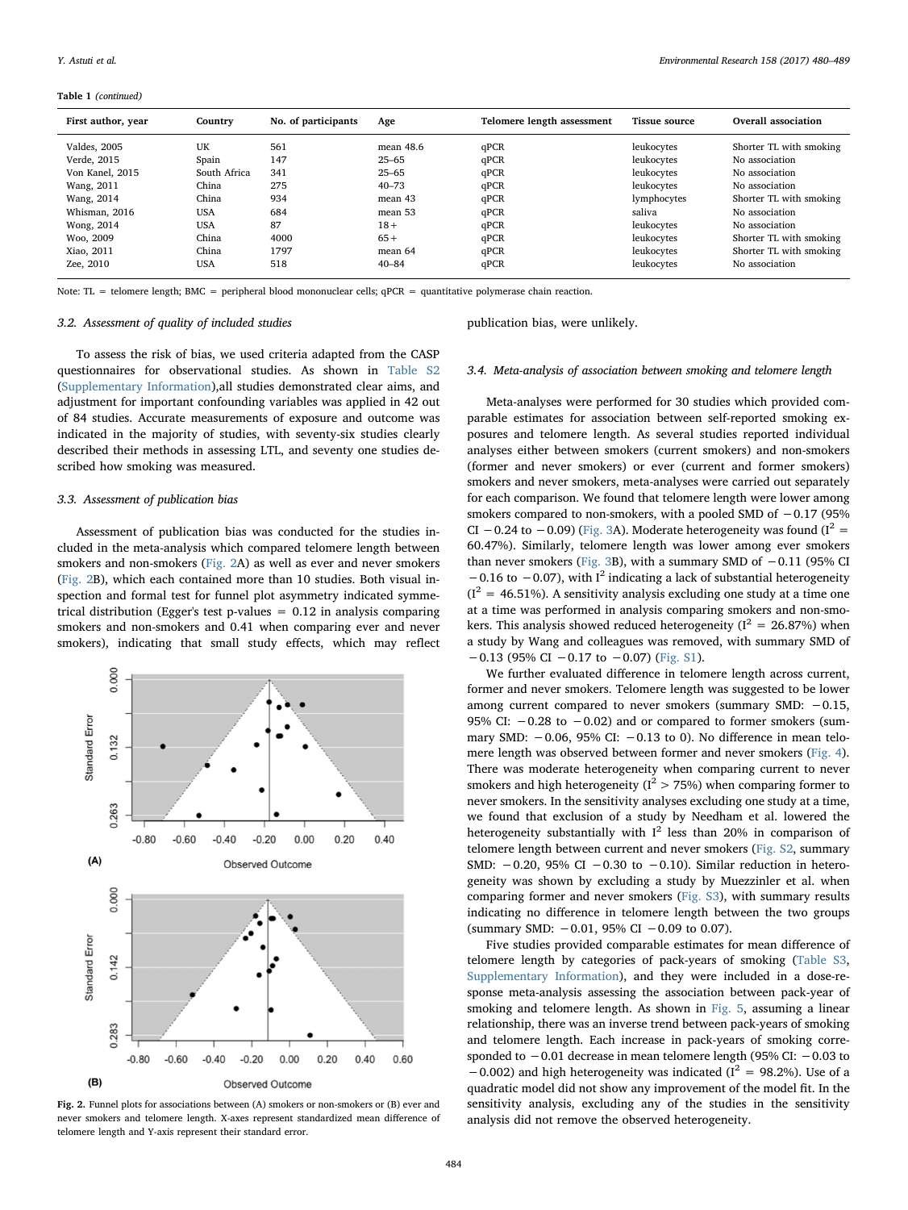**Table 1** *(continued)*

| First author, year | Country | No. of participants | Age | Telomere length assessment | Tissue source | Overall association |
|---|---|---|---|---|---|---|
| Valdes, 2005 | UK | 561 | mean 48.6 | qPCR | leukocytes | Shorter TL with smoking |
| Verde, 2015 | Spain | 147 | 25–65 | qPCR | leukocytes | No association |
| Von Kanel, 2015 | South Africa | 341 | 25–65 | qPCR | leukocytes | No association |
| Wang, 2011 | China | 275 | 40–73 | qPCR | leukocytes | No association |
| Wang, 2014 | China | 934 | mean 43 | qPCR | lymphocytes | Shorter TL with smoking |
| Whisman, 2016 | USA | 684 | mean 53 | qPCR | saliva | No association |
| Wong, 2014 | USA | 87 | 18+ | qPCR | leukocytes | No association |
| Woo, 2009 | China | 4000 | 65+ | qPCR | leukocytes | Shorter TL with smoking |
| Xiao, 2011 | China | 1797 | mean 64 | qPCR | leukocytes | Shorter TL with smoking |
| Zee, 2010 | USA | 518 | 40–84 | qPCR | leukocytes | No association |

Note: TL = telomere length; BMC = peripheral blood mononuclear cells; qPCR = quantitative polymerase chain reaction.

### 3.2. Assessment of quality of included studies

To assess the risk of bias, we used criteria adapted from the CASP questionnaires for observational studies. As shown in Table S2 (Supplementary Information),all studies demonstrated clear aims, and adjustment for important confounding variables was applied in 42 out of 84 studies. Accurate measurements of exposure and outcome was indicated in the majority of studies, with seventy-six studies clearly described their methods in assessing LTL, and seventy one studies described how smoking was measured.

### 3.3. Assessment of publication bias

Assessment of publication bias was conducted for the studies included in the meta-analysis which compared telomere length between smokers and non-smokers (Fig. 2A) as well as ever and never smokers (Fig. 2B), which each contained more than 10 studies. Both visual inspection and formal test for funnel plot asymmetry indicated symmetrical distribution (Egger's test p-values = 0.12 in analysis comparing smokers and non-smokers and 0.41 when comparing ever and never smokers), indicating that small study effects, which may reflect publication bias, were unlikely.

Fig. 2. Funnel plots for associations between (A) smokers or non-smokers or (B) ever and never smokers and telomere length. X-axes represent standardized mean difference of telomere length and Y-axis represent their standard error.

### 3.4. Meta-analysis of association between smoking and telomere length

Meta-analyses were performed for 30 studies which provided comparable estimates for association between self-reported smoking exposures and telomere length. As several studies reported individual analyses either between smokers (current smokers) and non-smokers (former and never smokers) or ever (current and former smokers) smokers and never smokers, meta-analyses were carried out separately for each comparison. We found that telomere length were lower among smokers compared to non-smokers, with a pooled SMD of −0.17 (95% CI −0.24 to −0.09) (Fig. 3A). Moderate heterogeneity was found ($I^2$ = 60.47%). Similarly, telomere length was lower among ever smokers than never smokers (Fig. 3B), with a summary SMD of −0.11 (95% CI −0.16 to −0.07), with $I^2$ indicating a lack of substantial heterogeneity ($I^2$ = 46.51%). A sensitivity analysis excluding one study at a time one at a time was performed in analysis comparing smokers and non-smokers. This analysis showed reduced heterogeneity ($I^2$ = 26.87%) when a study by Wang and colleagues was removed, with summary SMD of −0.13 (95% CI −0.17 to −0.07) (Fig. S1).

We further evaluated difference in telomere length across current, former and never smokers. Telomere length was suggested to be lower among current compared to never smokers (summary SMD: −0.15, 95% CI: −0.28 to −0.02) or compared to former smokers (summary SMD: −0.06, 95% CI: −0.13 to 0). No difference in mean telomere length was observed between former and never smokers (Fig. 4). There was moderate heterogeneity when comparing current to never smokers and high heterogeneity ($I^2$ > 75%) when comparing former to never smokers. In the sensitivity analyses excluding one study at a time, we found that exclusion of a study by Needham et al. lowered the heterogeneity substantially with $I^2$ less than 20% in comparison of telomere length between current and never smokers (Fig. S2, summary SMD: −0.20, 95% CI −0.30 to −0.10). Similar reduction in heterogeneity was shown by excluding a study by Muezzinler et al. when comparing former and never smokers (Fig. S3), with summary results indicating no difference in telomere length between the two groups (summary SMD: −0.01, 95% CI −0.09 to 0.07).

Five studies provided comparable estimates for mean difference of telomere length by categories of pack-years of smoking (Table S3, Supplementary Information), and they were included in a dose-response meta-analysis assessing the association between pack-year of smoking and telomere length. As shown in Fig. 5, assuming a linear relationship, there was an inverse trend between pack-years of smoking and telomere length. Each increase in pack-years of smoking corresponded to −0.01 decrease in mean telomere length (95% CI: −0.03 to −0.002) and high heterogeneity was indicated ($I^2$ = 98.2%). Use of a quadratic model did not show any improvement of the model fit. In the sensitivity analysis, excluding any of the studies in the sensitivity analysis did not remove the observed heterogeneity.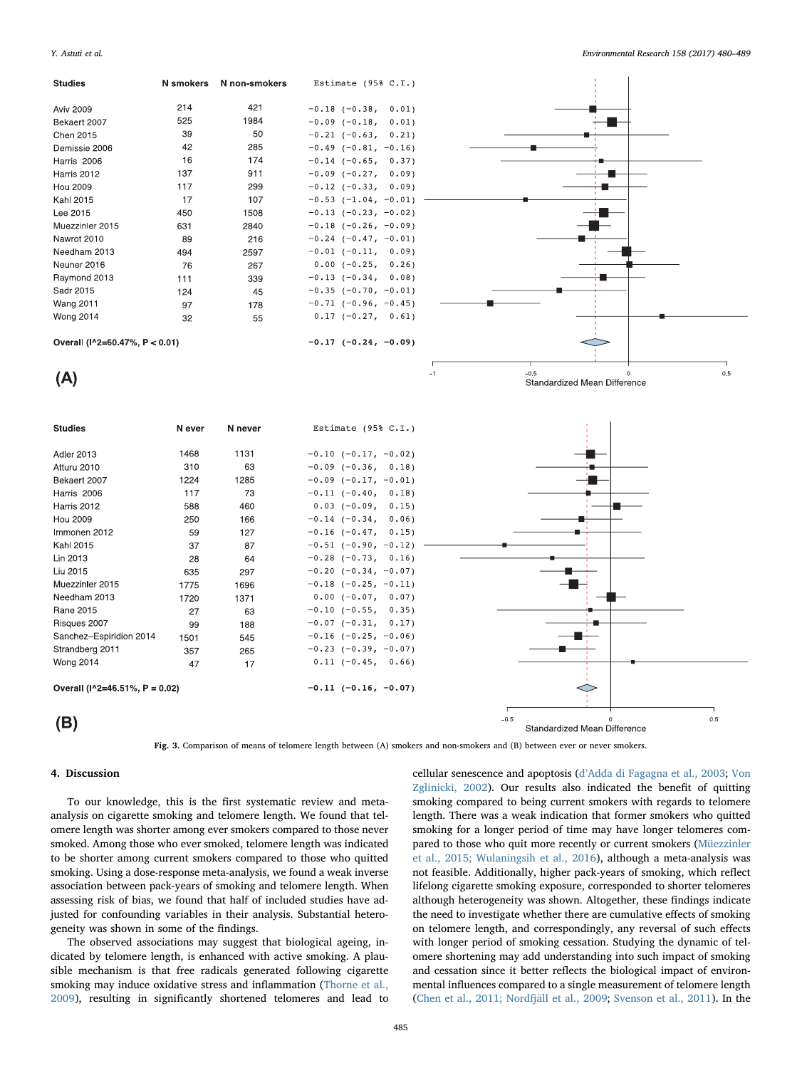| Studies | N smokers | N non-smokers | Estimate (95% C.I.) |
|---|---|---|---|
| Aviv 2009 | 214 | 421 | −0.18 (−0.38, 0.01) |
| Bekaert 2007 | 525 | 1984 | −0.09 (−0.18, 0.01) |
| Chen 2015 | 39 | 50 | −0.21 (−0.63, 0.21) |
| Demissie 2006 | 42 | 285 | −0.49 (−0.81, −0.16) |
| Harris 2006 | 16 | 174 | −0.14 (−0.65, 0.37) |
| Harris 2012 | 137 | 911 | −0.09 (−0.27, 0.09) |
| Hou 2009 | 117 | 299 | −0.12 (−0.33, 0.09) |
| Kahl 2015 | 17 | 107 | −0.53 (−1.04, −0.01) |
| Lee 2015 | 450 | 1508 | −0.13 (−0.23, −0.02) |
| Muezzinler 2015 | 631 | 2840 | −0.18 (−0.26, −0.09) |
| Nawrot 2010 | 89 | 216 | −0.24 (−0.47, −0.01) |
| Needham 2013 | 494 | 2597 | −0.01 (−0.11, 0.09) |
| Neuner 2016 | 76 | 267 | 0.00 (−0.25, 0.26) |
| Raymond 2013 | 111 | 339 | −0.13 (−0.34, 0.08) |
| Sadr 2015 | 124 | 45 | −0.35 (−0.70, −0.01) |
| Wang 2011 | 97 | 178 | −0.71 (−0.96, −0.45) |
| Wong 2014 | 32 | 55 | 0.17 (−0.27, 0.61) |
| **Overall (I^2=60.47%, P < 0.01)** | | | **−0.17 (−0.24, −0.09)** |

**(A)**

| Studies | N ever | N never | Estimate (95% C.I.) |
|---|---|---|---|
| Adler 2013 | 1468 | 1131 | −0.10 (−0.17, −0.02) |
| Atturu 2010 | 310 | 63 | −0.09 (−0.36, 0.18) |
| Bekaert 2007 | 1224 | 1285 | −0.09 (−0.17, −0.01) |
| Harris 2006 | 117 | 73 | −0.11 (−0.40, 0.18) |
| Harris 2012 | 588 | 460 | 0.03 (−0.09, 0.15) |
| Hou 2009 | 250 | 166 | −0.14 (−0.34, 0.06) |
| Immonen 2012 | 59 | 127 | −0.16 (−0.47, 0.15) |
| Kahl 2015 | 37 | 87 | −0.51 (−0.90, −0.12) |
| Lin 2013 | 28 | 64 | −0.28 (−0.73, 0.16) |
| Liu 2015 | 635 | 297 | −0.20 (−0.34, −0.07) |
| Muezzinler 2015 | 1775 | 1696 | −0.18 (−0.25, −0.11) |
| Needham 2013 | 1720 | 1371 | 0.00 (−0.07, 0.07) |
| Rane 2015 | 27 | 63 | −0.10 (−0.55, 0.35) |
| Risques 2007 | 99 | 188 | −0.07 (−0.31, 0.17) |
| Sanchez–Espiridion 2014 | 1501 | 545 | −0.16 (−0.25, −0.06) |
| Strandberg 2011 | 357 | 265 | −0.23 (−0.39, −0.07) |
| Wong 2014 | 47 | 17 | 0.11 (−0.45, 0.66) |
| **Overall (I^2=46.51%, P = 0.02)** | | | **−0.11 (−0.16, −0.07)** |

**(B)**

Fig. 3. Comparison of means of telomere length between (A) smokers and non-smokers and (B) between ever or never smokers.

## 4. Discussion

To our knowledge, this is the first systematic review and meta-analysis on cigarette smoking and telomere length. We found that telomere length was shorter among ever smokers compared to those never smoked. Among those who ever smoked, telomere length was indicated to be shorter among current smokers compared to those who quitted smoking. Using a dose-response meta-analysis, we found a weak inverse association between pack-years of smoking and telomere length. When assessing risk of bias, we found that half of included studies have adjusted for confounding variables in their analysis. Substantial heterogeneity was shown in some of the findings.

The observed associations may suggest that biological ageing, indicated by telomere length, is enhanced with active smoking. A plausible mechanism is that free radicals generated following cigarette smoking may induce oxidative stress and inflammation (Thorne et al., 2009), resulting in significantly shortened telomeres and lead to cellular senescence and apoptosis (d'Adda di Fagagna et al., 2003; Von Zglinicki, 2002). Our results also indicated the benefit of quitting smoking compared to being current smokers with regards to telomere length. There was a weak indication that former smokers who quitted smoking for a longer period of time may have longer telomeres compared to those who quit more recently or current smokers (Müezzinler et al., 2015; Wulaningsih et al., 2016), although a meta-analysis was not feasible. Additionally, higher pack-years of smoking, which reflect lifelong cigarette smoking exposure, corresponded to shorter telomeres although heterogeneity was shown. Altogether, these findings indicate the need to investigate whether there are cumulative effects of smoking on telomere length, and correspondingly, any reversal of such effects with longer period of smoking cessation. Studying the dynamic of telomere shortening may add understanding into such impact of smoking and cessation since it better reflects the biological impact of environmental influences compared to a single measurement of telomere length (Chen et al., 2011; Nordfjäll et al., 2009; Svenson et al., 2011). In the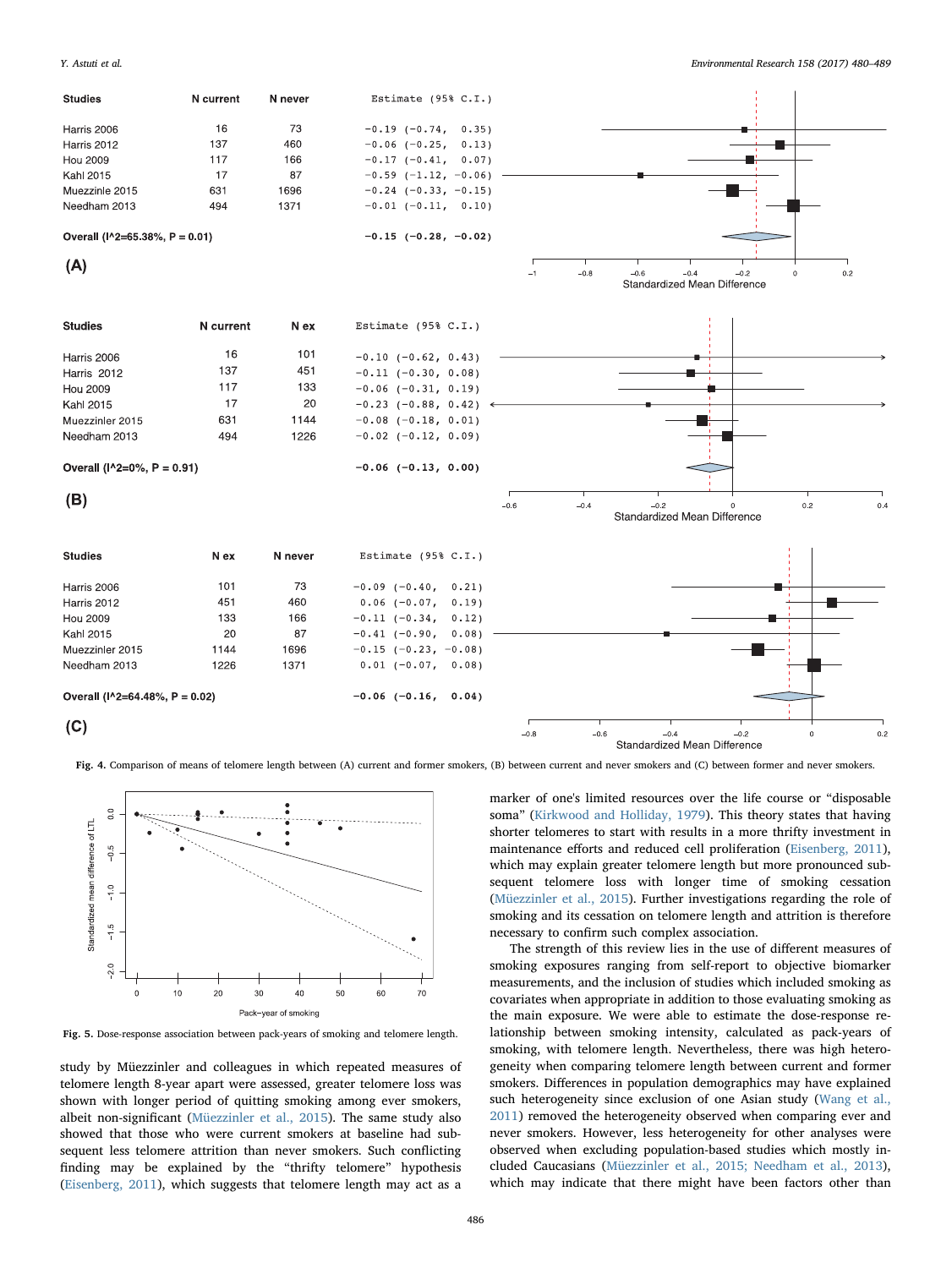| Studies | N current | N never | Estimate (95% C.I.) |
|---|---|---|---|
| Harris 2006 | 16 | 73 | −0.19 (−0.74, 0.35) |
| Harris 2012 | 137 | 460 | −0.06 (−0.25, 0.13) |
| Hou 2009 | 117 | 166 | −0.17 (−0.41, 0.07) |
| Kahl 2015 | 17 | 87 | −0.59 (−1.12, −0.06) |
| Muezzinle 2015 | 631 | 1696 | −0.24 (−0.33, −0.15) |
| Needham 2013 | 494 | 1371 | −0.01 (−0.11, 0.10) |
| **Overall (I^2=65.38%, P = 0.01)** | | | **−0.15 (−0.28, −0.02)** |

(A)

| Studies | N current | N ex | Estimate (95% C.I.) |
|---|---|---|---|
| Harris 2006 | 16 | 101 | −0.10 (−0.62, 0.43) |
| Harris 2012 | 137 | 451 | −0.11 (−0.30, 0.08) |
| Hou 2009 | 117 | 133 | −0.06 (−0.31, 0.19) |
| Kahl 2015 | 17 | 20 | −0.23 (−0.88, 0.42) |
| Muezzinler 2015 | 631 | 1144 | −0.08 (−0.18, 0.01) |
| Needham 2013 | 494 | 1226 | −0.02 (−0.12, 0.09) |
| **Overall (I^2=0%, P = 0.91)** | | | **−0.06 (−0.13, 0.00)** |

(B)

| Studies | N ex | N never | Estimate (95% C.I.) |
|---|---|---|---|
| Harris 2006 | 101 | 73 | −0.09 (−0.40, 0.21) |
| Harris 2012 | 451 | 460 | 0.06 (−0.07, 0.19) |
| Hou 2009 | 133 | 166 | −0.11 (−0.34, 0.12) |
| Kahl 2015 | 20 | 87 | −0.41 (−0.90, 0.08) |
| Muezzinler 2015 | 1144 | 1696 | −0.15 (−0.23, −0.08) |
| Needham 2013 | 1226 | 1371 | 0.01 (−0.07, 0.08) |
| **Overall (I^2=64.48%, P = 0.02)** | | | **−0.06 (−0.16, 0.04)** |

(C)

**Fig. 4.** Comparison of means of telomere length between (A) current and former smokers, (B) between current and never smokers and (C) between former and never smokers.

**Fig. 5.** Dose-response association between pack-years of smoking and telomere length.

study by Müezzinler and colleagues in which repeated measures of telomere length 8-year apart were assessed, greater telomere loss was shown with longer period of quitting smoking among ever smokers, albeit non-significant (Müezzinler et al., 2015). The same study also showed that those who were current smokers at baseline had subsequent less telomere attrition than never smokers. Such conflicting finding may be explained by the "thrifty telomere" hypothesis (Eisenberg, 2011), which suggests that telomere length may act as a marker of one's limited resources over the life course or "disposable soma" (Kirkwood and Holliday, 1979). This theory states that having shorter telomeres to start with results in a more thrifty investment in maintenance efforts and reduced cell proliferation (Eisenberg, 2011), which may explain greater telomere length but more pronounced subsequent telomere loss with longer time of smoking cessation (Müezzinler et al., 2015). Further investigations regarding the role of smoking and its cessation on telomere length and attrition is therefore necessary to confirm such complex association.

The strength of this review lies in the use of different measures of smoking exposures ranging from self-report to objective biomarker measurements, and the inclusion of studies which included smoking as covariates when appropriate in addition to those evaluating smoking as the main exposure. We were able to estimate the dose-response relationship between smoking intensity, calculated as pack-years of smoking, with telomere length. Nevertheless, there was high heterogeneity when comparing telomere length between current and former smokers. Differences in population demographics may have explained such heterogeneity since exclusion of one Asian study (Wang et al., 2011) removed the heterogeneity observed when comparing ever and never smokers. However, less heterogeneity for other analyses were observed when excluding population-based studies which mostly included Caucasians (Müezzinler et al., 2015; Needham et al., 2013), which may indicate that there might have been factors other than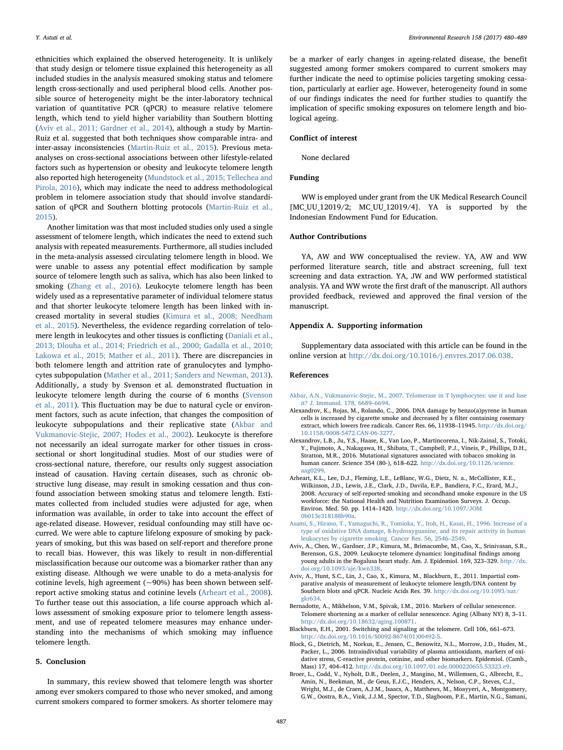ethnicities which explained the observed heterogeneity. It is unlikely that study design or telomere tissue explained this heterogeneity as all included studies in the analysis measured smoking status and telomere length cross-sectionally and used peripheral blood cells. Another possible source of heterogeneity might be the inter-laboratory technical variation of quantitative PCR (qPCR) to measure relative telomere length, which tend to yield higher variability than Southern blotting (Aviv et al., 2011; Gardner et al., 2014), although a study by Martin-Ruiz et al. suggested that both techniques show comparable intra- and inter-assay inconsistencies (Martin-Ruiz et al., 2015). Previous meta-analyses on cross-sectional associations between other lifestyle-related factors such as hypertension or obesity and leukocyte telomere length also reported high heterogeneity (Mundstock et al., 2015; Tellechea and Pirola, 2016), which may indicate the need to address methodological problem in telomere association study that should involve standardisation of qPCR and Southern blotting protocols (Martin-Ruiz et al., 2015).

Another limitation was that most included studies only used a single assessment of telomere length, which indicates the need to extend such analysis with repeated measurements. Furthermore, all studies included in the meta-analysis assessed circulating telomere length in blood. We were unable to assess any potential effect modification by sample source of telomere length such as saliva, which has also been linked to smoking (Zhang et al., 2016). Leukocyte telomere length has been widely used as a representative parameter of individual telomere status and that shorter leukocyte telomere length has been linked with increased mortality in several studies (Kimura et al., 2008; Needham et al., 2015). Nevertheless, the evidence regarding correlation of telomere length in leukocytes and other tissues is conflicting (Daniali et al., 2013; Dlouha et al., 2014; Friedrich et al., 2000; Gadalla et al., 2010; Lakowa et al., 2015; Mather et al., 2011). There are discrepancies in both telomere length and attrition rate of granulocytes and lymphocytes subpopulation (Mather et al., 2011; Sanders and Newman, 2013). Additionally, a study by Svenson et al. demonstrated fluctuation in leukocyte telomere length during the course of 6 months (Svenson et al., 2011). This fluctuation may be due to natural cycle or environment factors, such as acute infection, that changes the composition of leukocyte subpopulations and their replicative state (Akbar and Vukmanovic-Stejic, 2007; Hodes et al., 2002). Leukocyte is therefore not necessarily an ideal surrogate marker for other tissues in cross-sectional or short longitudinal studies. Most of our studies were of cross-sectional nature, therefore, our results only suggest association instead of causation. Having certain diseases, such as chronic obstructive lung disease, may result in smoking cessation and thus confound association between smoking status and telomere length. Estimates collected from included studies were adjusted for age, when information was available, in order to take into account the effect of age-related disease. However, residual confounding may still have occurred. We were able to capture lifelong exposure of smoking by pack-years of smoking, but this was based on self-report and therefore prone to recall bias. However, this was likely to result in non-differential misclassification because our outcome was a biomarker rather than any existing disease. Although we were unable to do a meta-analysis for cotinine levels, high agreement (~90%) has been shown between self-report active smoking status and cotinine levels (Arheart et al., 2008). To further tease out this association, a life course approach which allows assessment of smoking exposure prior to telomere length assessment, and use of repeated telomere measures may enhance understanding into the mechanisms of which smoking may influence telomere length.

## 5. Conclusion

In summary, this review showed that telomere length was shorter among ever smokers compared to those who never smoked, and among current smokers compared to former smokers. As shorter telomere may be a marker of early changes in ageing-related disease, the benefit suggested among former smokers compared to current smokers may further indicate the need to optimise policies targeting smoking cessation, particularly at earlier age. However, heterogeneity found in some of our findings indicates the need for further studies to quantify the implication of specific smoking exposures on telomere length and biological ageing.

## Conflict of interest

None declared

## Funding

WW is employed under grant from the UK Medical Research Council [MC_UU_12019/2; MC_UU_12019/4]. YA is supported by the Indonesian Endowment Fund for Education.

## Author Contributions

YA, AW and WW conceptualised the review. YA, AW and WW performed literature search, title and abstract screening, full text screening and data extraction. YA, JW and WW performed statistical analysis. YA and WW wrote the first draft of the manuscript. All authors provided feedback, reviewed and approved the final version of the manuscript.

## Appendix A. Supporting information

Supplementary data associated with this article can be found in the online version at http://dx.doi.org/10.1016/j.envres.2017.06.038.

## References

Akbar, A.N., Vukmanovic-Stejic, M., 2007. Telomerase in T lymphocytes: use it and lose it? J. Immunol. 178, 6689–6694.

Alexandrov, K., Rojas, M., Rolando, C., 2006. DNA damage by benzo(a)pyrene in human cells is increased by cigarette smoke and decreased by a filter containing rosemary extract, which lowers free radicals. Cancer Res. 66, 11938–11945. http://dx.doi.org/10.1158/0008-5472.CAN-06-3277.

Alexandrov, L.B., Ju, Y.S., Haase, K., Van Loo, P., Martincorena, I., Nik-Zainal, S., Totoki, Y., Fujimoto, A., Nakagawa, H., Shibata, T., Campbell, P.J., Vineis, P., Phillips, D.H., Stratton, M.R., 2016. Mutational signatures associated with tobacco smoking in human cancer. Science 354 (80-), 618–622. http://dx.doi.org/10.1126/science.aag0299.

Arheart, K.L., Lee, D.J., Fleming, L.E., LeBlanc, W.G., Dietz, N. a., McCollister, K.E., Wilkinson, J.D., Lewis, J.E., Clark, J.D., Davila, E.P., Bandiera, F.C., Erard, M.J., 2008. Accuracy of self-reported smoking and secondhand smoke exposure in the US workforce: the National Health and Nutrition Examination Surveys. J. Occup. Environ. Med. 50. pp. 1414–1420. http://dx.doi.org/10.1097/JOM.0b013e318188b90a.

Asami, S., Hirano, T., Yamaguchi, R., Tomioka, Y., Itoh, H., Kasai, H., 1996. Increase of a type of oxidative DNA damage, 8-hydroxyguanine, and its repair activity in human leukocytes by cigarette smoking. Cancer Res. 56, 2546–2549.

Aviv, A., Chen, W., Gardner, J.P., Kimura, M., Brimacombe, M., Cao, X., Srinivasan, S.R., Berenson, G.S., 2009. Leukocyte telomere dynamics: longitudinal findings among young adults in the Bogalusa heart study. Am. J. Epidemiol. 169, 323–329. http://dx.doi.org/10.1093/aje/kwn338.

Aviv, A., Hunt, S.C., Lin, J., Cao, X., Kimura, M., Blackburn, E., 2011. Impartial comparative analysis of measurement of leukocyte telomere length/DNA content by Southern blots and qPCR. Nucleic Acids Res. 39. http://dx.doi.org/10.1093/nar/gkr634.

Bernadotte, A., Mikhelson, V.M., Spivak, I.M., 2016. Markers of cellular senescence. Telomere shortening as a marker of cellular senescence. Aging (Albany NY) 8, 3–11. http://dx.doi.org/10.18632/aging.100871.

Blackburn, E.H., 2001. Switching and signaling at the telomere. Cell 106, 661–673. http://dx.doi.org/10.1016/S0092-8674(01)00492-5.

Block, G., Dietrich, M., Norkus, E., Jensen, C., Benowitz, N.L., Morrow, J.D., Hudes, M., Packer, L., 2006. Intraindividual variability of plasma antioxidants, markers of oxidative stress, C-reactive protein, cotinine, and other biomarkers. Epidemiol. (Camb., Mass) 17, 404–412. http://dx.doi.org/10.1097/01.ede.0000220655.53323.e9.

Broer, L., Codd, V., Nyholt, D.R., Deelen, J., Mangino, M., Willemsen, G., Albrecht, E., Amin, N., Beekman, M., de Geus, E.J.C., Henders, A., Nelson, C.P., Steves, C.J., Wright, M.J., de Craen, A.J.M., Isaacs, A., Matthews, M., Moayyeri, A., Montgomery, G.W., Oostra, B.A., Vink, J.J.M., Spector, T.D., Slagboom, P.E., Martin, N.G., Samani,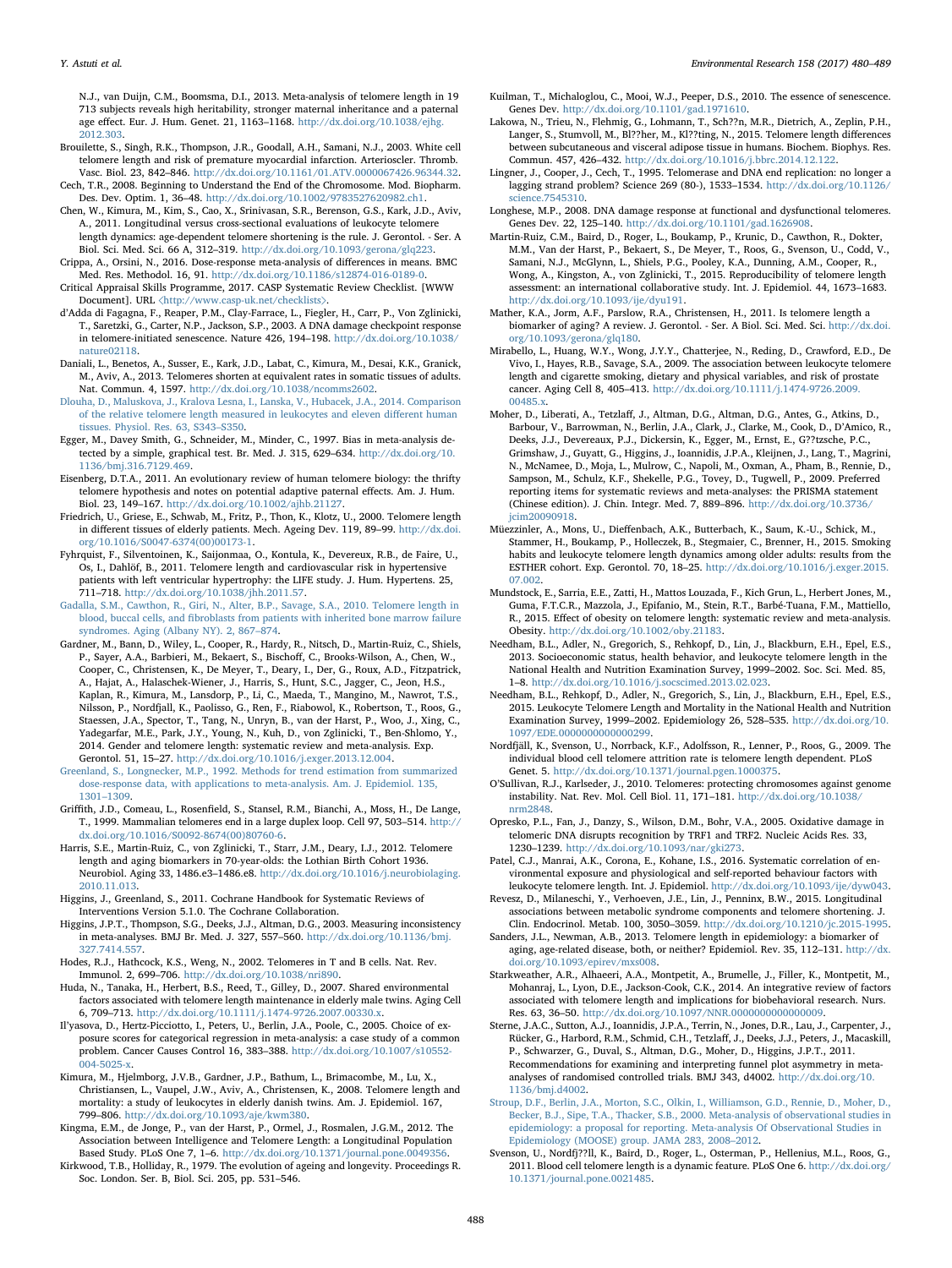N.J., van Duijn, C.M., Boomsma, D.I., 2013. Meta-analysis of telomere length in 19 713 subjects reveals high heritability, stronger maternal inheritance and a paternal age effect. Eur. J. Hum. Genet. 21, 1163–1168. http://dx.doi.org/10.1038/ejhg.2012.303.

Brouilette, S., Singh, R.K., Thompson, J.R., Goodall, A.H., Samani, N.J., 2003. White cell telomere length and risk of premature myocardial infarction. Arterioscler. Thromb. Vasc. Biol. 23, 842–846. http://dx.doi.org/10.1161/01.ATV.0000067426.96344.32.

Cech, T.R., 2008. Beginning to Understand the End of the Chromosome. Mod. Biopharm. Des. Dev. Optim. 1, 36–48. http://dx.doi.org/10.1002/9783527620982.ch1.

Chen, W., Kimura, M., Kim, S., Cao, X., Srinivasan, S.R., Berenson, G.S., Kark, J.D., Aviv, A., 2011. Longitudinal versus cross-sectional evaluations of leukocyte telomere length dynamics: age-dependent telomere shortening is the rule. J. Gerontol. - Ser. A Biol. Sci. Med. Sci. 66 A, 312–319. http://dx.doi.org/10.1093/gerona/glq223.

Crippa, A., Orsini, N., 2016. Dose-response meta-analysis of differences in means. BMC Med. Res. Methodol. 16, 91. http://dx.doi.org/10.1186/s12874-016-0189-0.

Critical Appraisal Skills Programme, 2017. CASP Systematic Review Checklist. [WWW Document]. URL ⟨http://www.casp-uk.net/checklists⟩.

d'Adda di Fagagna, F., Reaper, P.M., Clay-Farrace, L., Fiegler, H., Carr, P., Von Zglinicki, T., Saretzki, G., Carter, N.P., Jackson, S.P., 2003. A DNA damage checkpoint response in telomere-initiated senescence. Nature 426, 194–198. http://dx.doi.org/10.1038/nature02118.

Daniali, L., Benetos, A., Susser, E., Kark, J.D., Labat, C., Kimura, M., Desai, K.K., Granick, M., Aviv, A., 2013. Telomeres shorten at equivalent rates in somatic tissues of adults. Nat. Commun. 4, 1597. http://dx.doi.org/10.1038/ncomms2602.

Dlouha, D., Maluskova, J., Kralova Lesna, I., Lanska, V., Hubacek, J.A., 2014. Comparison of the relative telomere length measured in leukocytes and eleven different human tissues. Physiol. Res. 63, S343–S350.

Egger, M., Davey Smith, G., Schneider, M., Minder, C., 1997. Bias in meta-analysis detected by a simple, graphical test. Br. Med. J. 315, 629–634. http://dx.doi.org/10.1136/bmj.316.7129.469.

Eisenberg, D.T.A., 2011. An evolutionary review of human telomere biology: the thrifty telomere hypothesis and notes on potential adaptive paternal effects. Am. J. Hum. Biol. 23, 149–167. http://dx.doi.org/10.1002/ajhb.21127.

Friedrich, U., Griese, E., Schwab, M., Fritz, P., Thon, K., Klotz, U., 2000. Telomere length in different tissues of elderly patients. Mech. Ageing Dev. 119, 89–99. http://dx.doi.org/10.1016/S0047-6374(00)00173-1.

Fyhrquist, F., Silventoinen, K., Saijonmaa, O., Kontula, K., Devereux, R.B., de Faire, U., Os, I., Dahlöf, B., 2011. Telomere length and cardiovascular risk in hypertensive patients with left ventricular hypertrophy: the LIFE study. J. Hum. Hypertens. 25, 711–718. http://dx.doi.org/10.1038/jhh.2011.57.

Gadalla, S.M., Cawthon, R., Giri, N., Alter, B.P., Savage, S.A., 2010. Telomere length in blood, buccal cells, and fibroblasts from patients with inherited bone marrow failure syndromes. Aging (Albany NY). 2, 867–874.

Gardner, M., Bann, D., Wiley, L., Cooper, R., Hardy, R., Nitsch, D., Martin-Ruiz, C., Shiels, P., Sayer, A.A., Barbieri, M., Bekaert, S., Bischoff, C., Brooks-Wilson, A., Chen, W., Cooper, C., Christensen, K., De Meyer, T., Deary, I., Der, G., Roux, A.D., Fitzpatrick, A., Hajat, A., Halaschek-Wiener, J., Harris, S., Hunt, S.C., Jagger, C., Jeon, H.S., Kaplan, R., Kimura, M., Lansdorp, P., Li, C., Maeda, T., Mangino, M., Nawrot, T.S., Nilsson, P., Nordfjall, K., Paolisso, G., Ren, F., Riabowol, K., Robertson, T., Roos, G., Staessen, J.A., Spector, T., Tang, N., Unryn, B., van der Harst, P., Woo, J., Xing, C., Yadegarfar, M.E., Park, J.Y., Young, N., Kuh, D., von Zglinicki, T., Ben-Shlomo, Y., 2014. Gender and telomere length: systematic review and meta-analysis. Exp. Gerontol. 51, 15–27. http://dx.doi.org/10.1016/j.exger.2013.12.004.

Greenland, S., Longnecker, M.P., 1992. Methods for trend estimation from summarized dose-response data, with applications to meta-analysis. Am. J. Epidemiol. 135, 1301–1309.

Griffith, J.D., Comeau, L., Rosenfield, S., Stansel, R.M., Bianchi, A., Moss, H., De Lange, T., 1999. Mammalian telomeres end in a large duplex loop. Cell 97, 503–514. http://dx.doi.org/10.1016/S0092-8674(00)80760-6.

Harris, S.E., Martin-Ruiz, C., von Zglinicki, T., Starr, J.M., Deary, I.J., 2012. Telomere length and aging biomarkers in 70-year-olds: the Lothian Birth Cohort 1936. Neurobiol. Aging 33, 1486.e3–1486.e8. http://dx.doi.org/10.1016/j.neurobiolaging.2010.11.013.

Higgins, J., Greenland, S., 2011. Cochrane Handbook for Systematic Reviews of Interventions Version 5.1.0. The Cochrane Collaboration.

Higgins, J.P.T., Thompson, S.G., Deeks, J.J., Altman, D.G., 2003. Measuring inconsistency in meta-analyses. BMJ Br. Med. J. 327, 557–560. http://dx.doi.org/10.1136/bmj.327.7414.557.

Hodes, R.J., Hathcock, K.S., Weng, N., 2002. Telomeres in T and B cells. Nat. Rev. Immunol. 2, 699–706. http://dx.doi.org/10.1038/nri890.

Huda, N., Tanaka, H., Herbert, B.S., Reed, T., Gilley, D., 2007. Shared environmental factors associated with telomere length maintenance in elderly male twins. Aging Cell 6, 709–713. http://dx.doi.org/10.1111/j.1474-9726.2007.00330.x.

Il'yasova, D., Hertz-Picciotto, I., Peters, U., Berlin, J.A., Poole, C., 2005. Choice of exposure scores for categorical regression in meta-analysis: a case study of a common problem. Cancer Causes Control 16, 383–388. http://dx.doi.org/10.1007/s10552-004-5025-x.

Kimura, M., Hjelmborg, J.V.B., Gardner, J.P., Bathum, L., Brimacombe, M., Lu, X., Christiansen, L., Vaupel, J.W., Aviv, A., Christensen, K., 2008. Telomere length and mortality: a study of leukocytes in elderly danish twins. Am. J. Epidemiol. 167, 799–806. http://dx.doi.org/10.1093/aje/kwm380.

Kingma, E.M., de Jonge, P., van der Harst, P., Ormel, J., Rosmalen, J.G.M., 2012. The Association between Intelligence and Telomere Length: a Longitudinal Population Based Study. PLoS One 7, 1–6. http://dx.doi.org/10.1371/journal.pone.0049356.

Kirkwood, T.B., Holliday, R., 1979. The evolution of ageing and longevity. Proceedings R. Soc. London. Ser. B, Biol. Sci. 205, pp. 531–546.

Kuilman, T., Michaloglou, C., Mooi, W.J., Peeper, D.S., 2010. The essence of senescence. Genes Dev. http://dx.doi.org/10.1101/gad.1971610.

Lakowa, N., Trieu, N., Flehmig, G., Lohmann, T., Sch??n, M.R., Dietrich, A., Zeplin, P.H., Langer, S., Stumvoll, M., Bl??her, M., Kl??ting, N., 2015. Telomere length differences between subcutaneous and visceral adipose tissue in humans. Biochem. Biophys. Res. Commun. 457, 426–432. http://dx.doi.org/10.1016/j.bbrc.2014.12.122.

Lingner, J., Cooper, J., Cech, T., 1995. Telomerase and DNA end replication: no longer a lagging strand problem? Science 269 (80-), 1533–1534. http://dx.doi.org/10.1126/science.7545310.

Longhese, M.P., 2008. DNA damage response at functional and dysfunctional telomeres. Genes Dev. 22, 125–140. http://dx.doi.org/10.1101/gad.1626908.

Martin-Ruiz, C.M., Baird, D., Roger, L., Boukamp, P., Krunic, D., Cawthon, R., Dokter, M.M., Van der Harst, P., Bekaert, S., De Meyer, T., Roos, G., Svenson, U., Codd, V., Samani, N.J., McGlynn, L., Shiels, P.G., Pooley, K.A., Dunning, A.M., Cooper, R., Wong, A., Kingston, A., von Zglinicki, T., 2015. Reproducibility of telomere length assessment: an international collaborative study. Int. J. Epidemiol. 44, 1673–1683. http://dx.doi.org/10.1093/ije/dyu191.

Mather, K.A., Jorm, A.F., Parslow, R.A., Christensen, H., 2011. Is telomere length a biomarker of aging? A review. J. Gerontol. - Ser. A Biol. Sci. Med. Sci. http://dx.doi.org/10.1093/gerona/glq180.

Mirabello, L., Huang, W.Y., Wong, J.Y.Y., Chatterjee, N., Reding, D., Crawford, E.D., De Vivo, I., Hayes, R.B., Savage, S.A., 2009. The association between leukocyte telomere length and cigarette smoking, dietary and physical variables, and risk of prostate cancer. Aging Cell 8, 405–413. http://dx.doi.org/10.1111/j.1474-9726.2009.00485.x.

Moher, D., Liberati, A., Tetzlaff, J., Altman, D.G., Altman, D.G., Antes, G., Atkins, D., Barbour, V., Barrowman, N., Berlin, J.A., Clark, J., Clarke, M., Cook, D., D'Amico, R., Deeks, J.J., Devereaux, P.J., Dickersin, K., Egger, M., Ernst, E., G??tzsche, P.C., Grimshaw, J., Guyatt, G., Higgins, J., Ioannidis, J.P.A., Kleijnen, J., Lang, T., Magrini, N., McNamee, D., Moja, L., Mulrow, C., Napoli, M., Oxman, A., Pham, B., Rennie, D., Sampson, M., Schulz, K.F., Shekelle, P.G., Tovey, D., Tugwell, P., 2009. Preferred reporting items for systematic reviews and meta-analyses: the PRISMA statement (Chinese edition). J. Chin. Integr. Med. 7, 889–896. http://dx.doi.org/10.3736/jcim20090918.

Müezzinler, A., Mons, U., Dieffenbach, A.K., Butterbach, K., Saum, K.-U., Schick, M., Stammer, H., Boukamp, P., Holleczek, B., Stegmaier, C., Brenner, H., 2015. Smoking habits and leukocyte telomere length dynamics among older adults: results from the ESTHER cohort. Exp. Gerontol. 70, 18–25. http://dx.doi.org/10.1016/j.exger.2015.07.002.

Mundstock, E., Sarria, E.E., Zatti, H., Mattos Louzada, F., Kich Grun, L., Herbert Jones, M., Guma, F.T.C.R., Mazzola, J., Epifanio, M., Stein, R.T., Barbé-Tuana, F.M., Mattiello, R., 2015. Effect of obesity on telomere length: systematic review and meta-analysis. Obesity. http://dx.doi.org/10.1002/oby.21183.

Needham, B.L., Adler, N., Gregorich, S., Rehkopf, D., Lin, J., Blackburn, E.H., Epel, E.S., 2013. Socioeconomic status, health behavior, and leukocyte telomere length in the National Health and Nutrition Examination Survey, 1999–2002. Soc. Sci. Med. 85, 1–8. http://dx.doi.org/10.1016/j.socscimed.2013.02.023.

Needham, B.L., Rehkopf, D., Adler, N., Gregorich, S., Lin, J., Blackburn, E.H., Epel, E.S., 2015. Leukocyte Telomere Length and Mortality in the National Health and Nutrition Examination Survey, 1999–2002. Epidemiology 26, 528–535. http://dx.doi.org/10.1097/EDE.0000000000000299.

Nordfjäll, K., Svenson, U., Norrback, K.F., Adolfsson, R., Lenner, P., Roos, G., 2009. The individual blood cell telomere attrition rate is telomere length dependent. PLoS Genet. 5. http://dx.doi.org/10.1371/journal.pgen.1000375.

O'Sullivan, R.J., Karlseder, J., 2010. Telomeres: protecting chromosomes against genome instability. Nat. Rev. Mol. Cell Biol. 11, 171–181. http://dx.doi.org/10.1038/nrm2848.

Opresko, P.L., Fan, J., Danzy, S., Wilson, D.M., Bohr, V.A., 2005. Oxidative damage in telomeric DNA disrupts recognition by TRF1 and TRF2. Nucleic Acids Res. 33, 1230–1239. http://dx.doi.org/10.1093/nar/gki273.

Patel, C.J., Manrai, A.K., Corona, E., Kohane, I.S., 2016. Systematic correlation of environmental exposure and physiological and self-reported behaviour factors with leukocyte telomere length. Int. J. Epidemiol. http://dx.doi.org/10.1093/ije/dyw043.

Revesz, D., Milaneschi, Y., Verhoeven, J.E., Lin, J., Penninx, B.W., 2015. Longitudinal associations between metabolic syndrome components and telomere shortening. J. Clin. Endocrinol. Metab. 100, 3050–3059. http://dx.doi.org/10.1210/jc.2015-1995.

Sanders, J.L., Newman, A.B., 2013. Telomere length in epidemiology: a biomarker of aging, age-related disease, both, or neither? Epidemiol. Rev. 35, 112–131. http://dx.doi.org/10.1093/epirev/mxs008.

Starkweather, A.R., Alhaeeri, A.A., Montpetit, A., Brumelle, J., Filler, K., Montpetit, M., Mohanraj, L., Lyon, D.E., Jackson-Cook, C.K., 2014. An integrative review of factors associated with telomere length and implications for biobehavioral research. Nurs. Res. 63, 36–50. http://dx.doi.org/10.1097/NNR.0000000000000009.

Sterne, J.A.C., Sutton, A.J., Ioannidis, J.P.A., Terrin, N., Jones, D.R., Lau, J., Carpenter, J., Rücker, G., Harbord, R.M., Schmid, C.H., Tetzlaff, J., Deeks, J.J., Peters, J., Macaskill, P., Schwarzer, G., Duval, S., Altman, D.G., Moher, D., Higgins, J.P.T., 2011. Recommendations for examining and interpreting funnel plot asymmetry in meta-analyses of randomised controlled trials. BMJ 343, d4002. http://dx.doi.org/10.1136/bmj.d4002.

Stroup, D.F., Berlin, J.A., Morton, S.C., Olkin, I., Williamson, G.D., Rennie, D., Moher, D., Becker, B.J., Sipe, T.A., Thacker, S.B., 2000. Meta-analysis of observational studies in epidemiology: a proposal for reporting. Meta-analysis Of Observational Studies in Epidemiology (MOOSE) group. JAMA 283, 2008–2012.

Svenson, U., Nordfj??ll, K., Baird, D., Roger, L., Osterman, P., Hellenius, M.L., Roos, G., 2011. Blood cell telomere length is a dynamic feature. PLoS One 6. http://dx.doi.org/10.1371/journal.pone.0021485.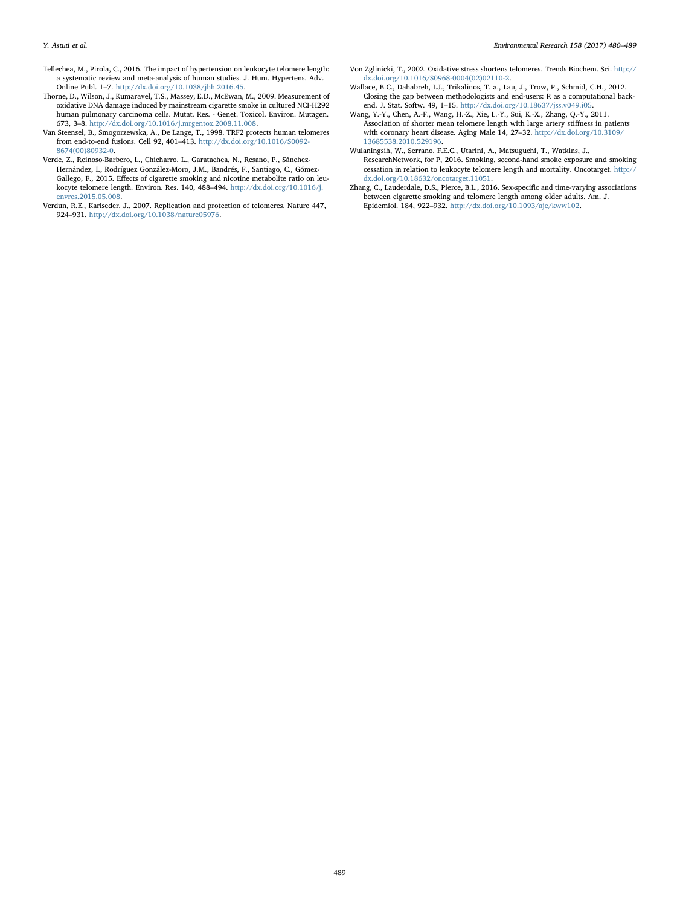Tellechea, M., Pirola, C., 2016. The impact of hypertension on leukocyte telomere length: a systematic review and meta-analysis of human studies. J. Hum. Hypertens. Adv. Online Publ. 1–7. http://dx.doi.org/10.1038/jhh.2016.45.

Thorne, D., Wilson, J., Kumaravel, T.S., Massey, E.D., McEwan, M., 2009. Measurement of oxidative DNA damage induced by mainstream cigarette smoke in cultured NCI-H292 human pulmonary carcinoma cells. Mutat. Res. - Genet. Toxicol. Environ. Mutagen. 673, 3–8. http://dx.doi.org/10.1016/j.mrgentox.2008.11.008.

Van Steensel, B., Smogorzewska, A., De Lange, T., 1998. TRF2 protects human telomeres from end-to-end fusions. Cell 92, 401–413. http://dx.doi.org/10.1016/S0092-8674(00)80932-0.

Verde, Z., Reinoso-Barbero, L., Chicharro, L., Garatachea, N., Resano, P., Sánchez-Hernández, I., Rodríguez González-Moro, J.M., Bandrés, F., Santiago, C., Gómez-Gallego, F., 2015. Effects of cigarette smoking and nicotine metabolite ratio on leukocyte telomere length. Environ. Res. 140, 488–494. http://dx.doi.org/10.1016/j.envres.2015.05.008.

Verdun, R.E., Karlseder, J., 2007. Replication and protection of telomeres. Nature 447, 924–931. http://dx.doi.org/10.1038/nature05976.

Von Zglinicki, T., 2002. Oxidative stress shortens telomeres. Trends Biochem. Sci. http://dx.doi.org/10.1016/S0968-0004(02)02110-2.

Wallace, B.C., Dahabreh, I.J., Trikalinos, T. a., Lau, J., Trow, P., Schmid, C.H., 2012. Closing the gap between methodologists and end-users: R as a computational back-end. J. Stat. Softw. 49, 1–15. http://dx.doi.org/10.18637/jss.v049.i05.

Wang, Y.-Y., Chen, A.-F., Wang, H.-Z., Xie, L.-Y., Sui, K.-X., Zhang, Q.-Y., 2011. Association of shorter mean telomere length with large artery stiffness in patients with coronary heart disease. Aging Male 14, 27–32. http://dx.doi.org/10.3109/13685538.2010.529196.

Wulaningsih, W., Serrano, F.E.C., Utarini, A., Matsuguchi, T., Watkins, J., ResearchNetwork, for P, 2016. Smoking, second-hand smoke exposure and smoking cessation in relation to leukocyte telomere length and mortality. Oncotarget. http://dx.doi.org/10.18632/oncotarget.11051.

Zhang, C., Lauderdale, D.S., Pierce, B.L., 2016. Sex-specific and time-varying associations between cigarette smoking and telomere length among older adults. Am. J. Epidemiol. 184, 922–932. http://dx.doi.org/10.1093/aje/kww102.